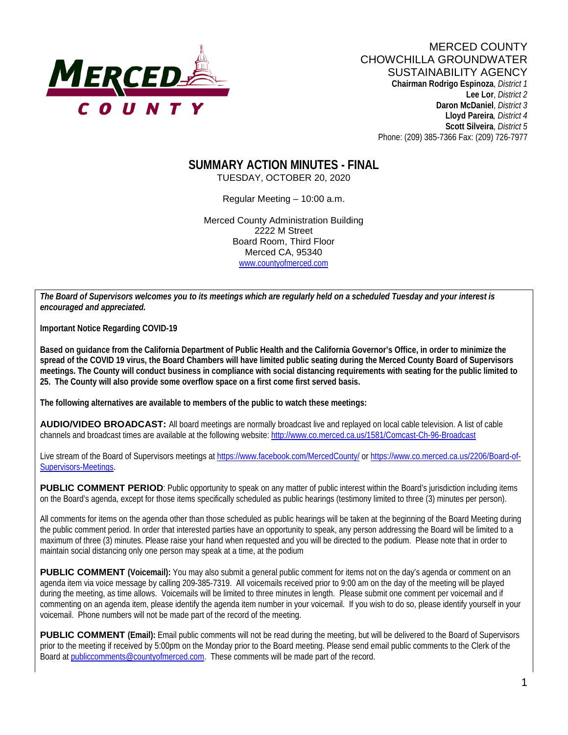MERCED COUNTY
CHOWCHILLA GROUNDWATER
SUSTAINABILITY AGENCY

**Chairman Rodrigo Espinoza**, *District 1*
**Lee Lor**, *District 2*
**Daron McDaniel**, *District 3*
**Lloyd Pareira**, *District 4*
**Scott Silveira**, *District 5*
Phone: (209) 385-7366 Fax: (209) 726-7977

# SUMMARY ACTION MINUTES - FINAL

TUESDAY, OCTOBER 20, 2020

Regular Meeting – 10:00 a.m.

Merced County Administration Building
2222 M Street
Board Room, Third Floor
Merced CA, 95340
www.countyofmerced.com

***The Board of Supervisors welcomes you to its meetings which are regularly held on a scheduled Tuesday and your interest is encouraged and appreciated.***

**Important Notice Regarding COVID-19**

**Based on guidance from the California Department of Public Health and the California Governor's Office, in order to minimize the spread of the COVID 19 virus, the Board Chambers will have limited public seating during the Merced County Board of Supervisors meetings. The County will conduct business in compliance with social distancing requirements with seating for the public limited to 25. The County will also provide some overflow space on a first come first served basis.**

**The following alternatives are available to members of the public to watch these meetings:**

**AUDIO/VIDEO BROADCAST:** All board meetings are normally broadcast live and replayed on local cable television. A list of cable channels and broadcast times are available at the following website: http://www.co.merced.ca.us/1581/Comcast-Ch-96-Broadcast

Live stream of the Board of Supervisors meetings at https://www.facebook.com/MercedCounty/ or https://www.co.merced.ca.us/2206/Board-of-Supervisors-Meetings.

**PUBLIC COMMENT PERIOD**: Public opportunity to speak on any matter of public interest within the Board's jurisdiction including items on the Board's agenda, except for those items specifically scheduled as public hearings (testimony limited to three (3) minutes per person).

All comments for items on the agenda other than those scheduled as public hearings will be taken at the beginning of the Board Meeting during the public comment period. In order that interested parties have an opportunity to speak, any person addressing the Board will be limited to a maximum of three (3) minutes. Please raise your hand when requested and you will be directed to the podium. Please note that in order to maintain social distancing only one person may speak at a time, at the podium

**PUBLIC COMMENT (Voicemail):** You may also submit a general public comment for items not on the day's agenda or comment on an agenda item via voice message by calling 209-385-7319. All voicemails received prior to 9:00 am on the day of the meeting will be played during the meeting, as time allows. Voicemails will be limited to three minutes in length. Please submit one comment per voicemail and if commenting on an agenda item, please identify the agenda item number in your voicemail. If you wish to do so, please identify yourself in your voicemail. Phone numbers will not be made part of the record of the meeting.

**PUBLIC COMMENT (Email):** Email public comments will not be read during the meeting, but will be delivered to the Board of Supervisors prior to the meeting if received by 5:00pm on the Monday prior to the Board meeting. Please send email public comments to the Clerk of the Board at publiccomments@countyofmerced.com. These comments will be made part of the record.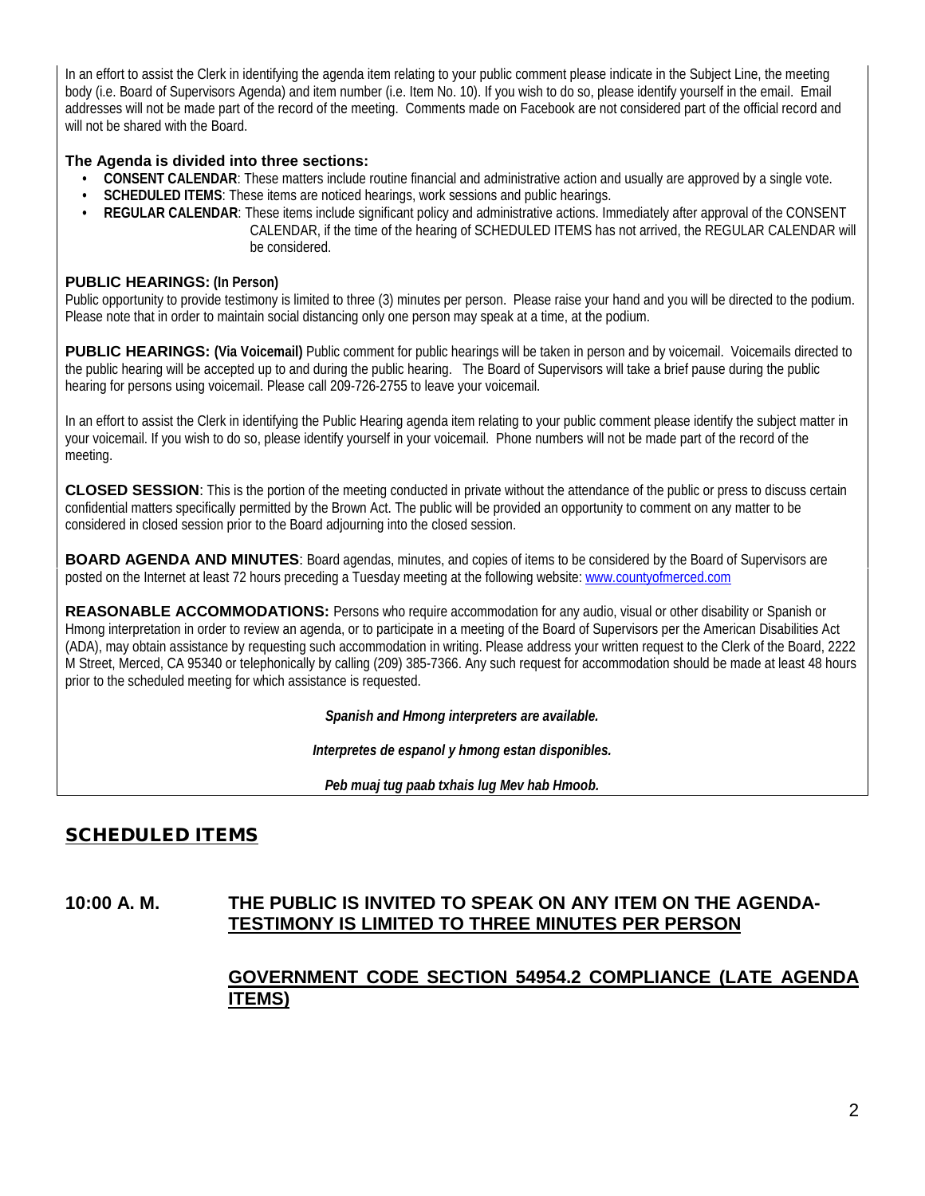In an effort to assist the Clerk in identifying the agenda item relating to your public comment please indicate in the Subject Line, the meeting body (i.e. Board of Supervisors Agenda) and item number (i.e. Item No. 10). If you wish to do so, please identify yourself in the email. Email addresses will not be made part of the record of the meeting. Comments made on Facebook are not considered part of the official record and will not be shared with the Board.

**The Agenda is divided into three sections:**

- **CONSENT CALENDAR**: These matters include routine financial and administrative action and usually are approved by a single vote.
- **SCHEDULED ITEMS**: These items are noticed hearings, work sessions and public hearings.
- **REGULAR CALENDAR**: These items include significant policy and administrative actions. Immediately after approval of the CONSENT CALENDAR, if the time of the hearing of SCHEDULED ITEMS has not arrived, the REGULAR CALENDAR will be considered.

**PUBLIC HEARINGS: (In Person)**
Public opportunity to provide testimony is limited to three (3) minutes per person. Please raise your hand and you will be directed to the podium. Please note that in order to maintain social distancing only one person may speak at a time, at the podium.

**PUBLIC HEARINGS: (Via Voicemail)** Public comment for public hearings will be taken in person and by voicemail. Voicemails directed to the public hearing will be accepted up to and during the public hearing. The Board of Supervisors will take a brief pause during the public hearing for persons using voicemail. Please call 209-726-2755 to leave your voicemail.

In an effort to assist the Clerk in identifying the Public Hearing agenda item relating to your public comment please identify the subject matter in your voicemail. If you wish to do so, please identify yourself in your voicemail. Phone numbers will not be made part of the record of the meeting.

**CLOSED SESSION**: This is the portion of the meeting conducted in private without the attendance of the public or press to discuss certain confidential matters specifically permitted by the Brown Act. The public will be provided an opportunity to comment on any matter to be considered in closed session prior to the Board adjourning into the closed session.

**BOARD AGENDA AND MINUTES**: Board agendas, minutes, and copies of items to be considered by the Board of Supervisors are posted on the Internet at least 72 hours preceding a Tuesday meeting at the following website: [www.countyofmerced.com](www.countyofmerced.com)

**REASONABLE ACCOMMODATIONS:** Persons who require accommodation for any audio, visual or other disability or Spanish or Hmong interpretation in order to review an agenda, or to participate in a meeting of the Board of Supervisors per the American Disabilities Act (ADA), may obtain assistance by requesting such accommodation in writing. Please address your written request to the Clerk of the Board, 2222 M Street, Merced, CA 95340 or telephonically by calling (209) 385-7366. Any such request for accommodation should be made at least 48 hours prior to the scheduled meeting for which assistance is requested.

***Spanish and Hmong interpreters are available.***

***Interpretes de espanol y hmong estan disponibles.***

***Peb muaj tug paab txhais lug Mev hab Hmoob.***

## SCHEDULED ITEMS

### 10:00 A. M. THE PUBLIC IS INVITED TO SPEAK ON ANY ITEM ON THE AGENDA-TESTIMONY IS LIMITED TO THREE MINUTES PER PERSON

### GOVERNMENT CODE SECTION 54954.2 COMPLIANCE (LATE AGENDA ITEMS)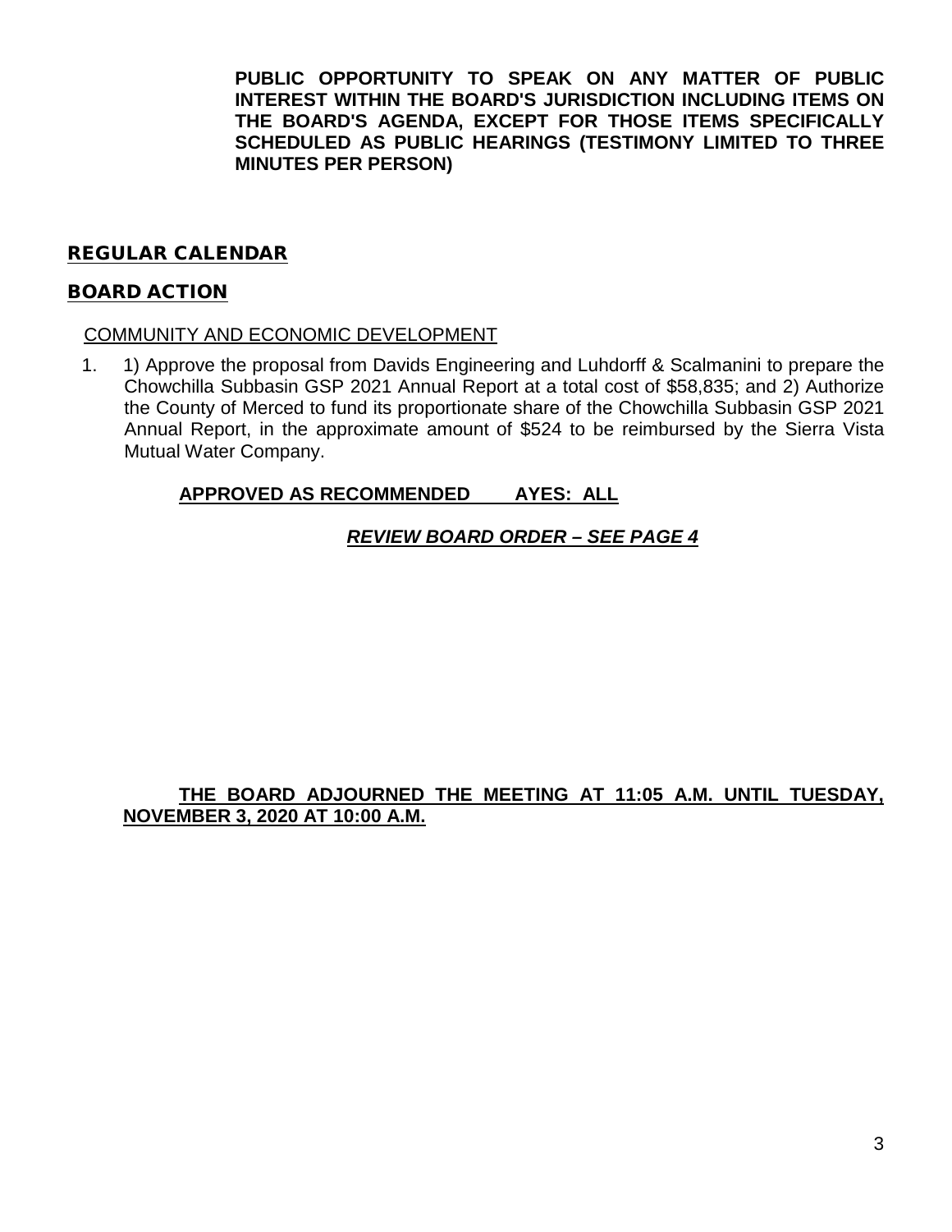**PUBLIC OPPORTUNITY TO SPEAK ON ANY MATTER OF PUBLIC INTEREST WITHIN THE BOARD'S JURISDICTION INCLUDING ITEMS ON THE BOARD'S AGENDA, EXCEPT FOR THOSE ITEMS SPECIFICALLY SCHEDULED AS PUBLIC HEARINGS (TESTIMONY LIMITED TO THREE MINUTES PER PERSON)**

## REGULAR CALENDAR

## BOARD ACTION

COMMUNITY AND ECONOMIC DEVELOPMENT

1. 1) Approve the proposal from Davids Engineering and Luhdorff & Scalmanini to prepare the Chowchilla Subbasin GSP 2021 Annual Report at a total cost of $58,835; and 2) Authorize the County of Merced to fund its proportionate share of the Chowchilla Subbasin GSP 2021 Annual Report, in the approximate amount of $524 to be reimbursed by the Sierra Vista Mutual Water Company.

   **APPROVED AS RECOMMENDED AYES: ALL**

   ***REVIEW BOARD ORDER – SEE PAGE 4***

**THE BOARD ADJOURNED THE MEETING AT 11:05 A.M. UNTIL TUESDAY, NOVEMBER 3, 2020 AT 10:00 A.M.**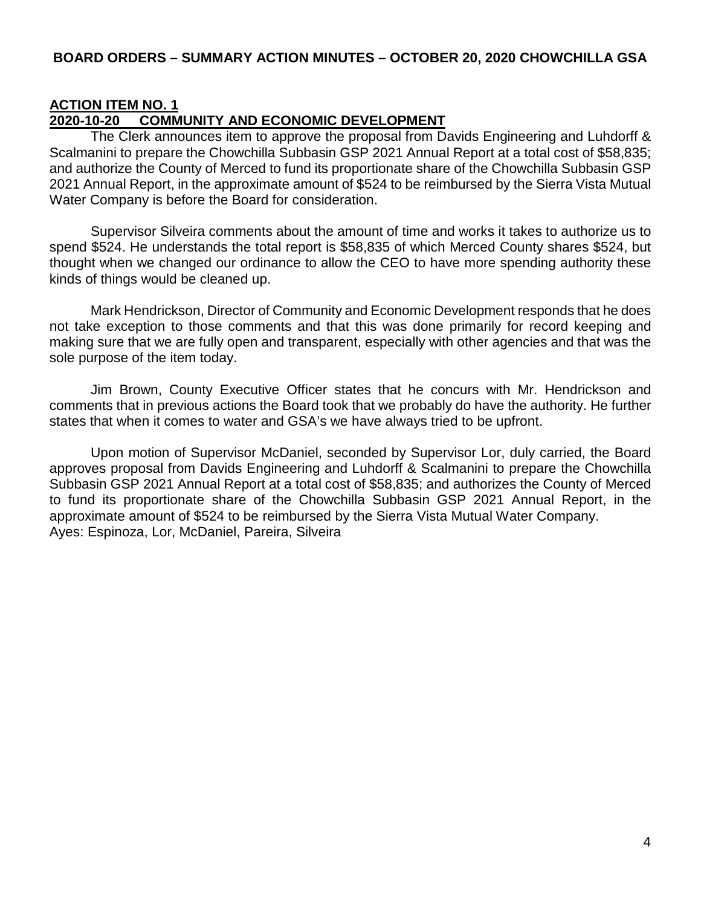**BOARD ORDERS – SUMMARY ACTION MINUTES – OCTOBER 20, 2020 CHOWCHILLA GSA**

**ACTION ITEM NO. 1**
**2020-10-20 COMMUNITY AND ECONOMIC DEVELOPMENT**

The Clerk announces item to approve the proposal from Davids Engineering and Luhdorff & Scalmanini to prepare the Chowchilla Subbasin GSP 2021 Annual Report at a total cost of $58,835; and authorize the County of Merced to fund its proportionate share of the Chowchilla Subbasin GSP 2021 Annual Report, in the approximate amount of $524 to be reimbursed by the Sierra Vista Mutual Water Company is before the Board for consideration.

Supervisor Silveira comments about the amount of time and works it takes to authorize us to spend $524. He understands the total report is $58,835 of which Merced County shares $524, but thought when we changed our ordinance to allow the CEO to have more spending authority these kinds of things would be cleaned up.

Mark Hendrickson, Director of Community and Economic Development responds that he does not take exception to those comments and that this was done primarily for record keeping and making sure that we are fully open and transparent, especially with other agencies and that was the sole purpose of the item today.

Jim Brown, County Executive Officer states that he concurs with Mr. Hendrickson and comments that in previous actions the Board took that we probably do have the authority. He further states that when it comes to water and GSA's we have always tried to be upfront.

Upon motion of Supervisor McDaniel, seconded by Supervisor Lor, duly carried, the Board approves proposal from Davids Engineering and Luhdorff & Scalmanini to prepare the Chowchilla Subbasin GSP 2021 Annual Report at a total cost of $58,835; and authorizes the County of Merced to fund its proportionate share of the Chowchilla Subbasin GSP 2021 Annual Report, in the approximate amount of $524 to be reimbursed by the Sierra Vista Mutual Water Company.
Ayes: Espinoza, Lor, McDaniel, Pareira, Silveira